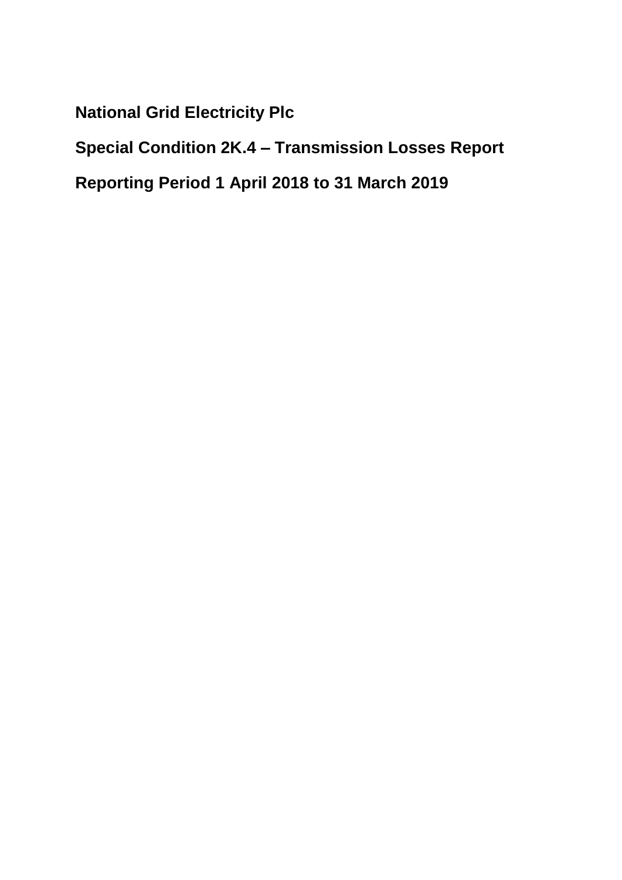# National Grid Electricity Plc

## Special Condition 2K.4 – Transmission Losses Report

## Reporting Period 1 April 2018 to 31 March 2019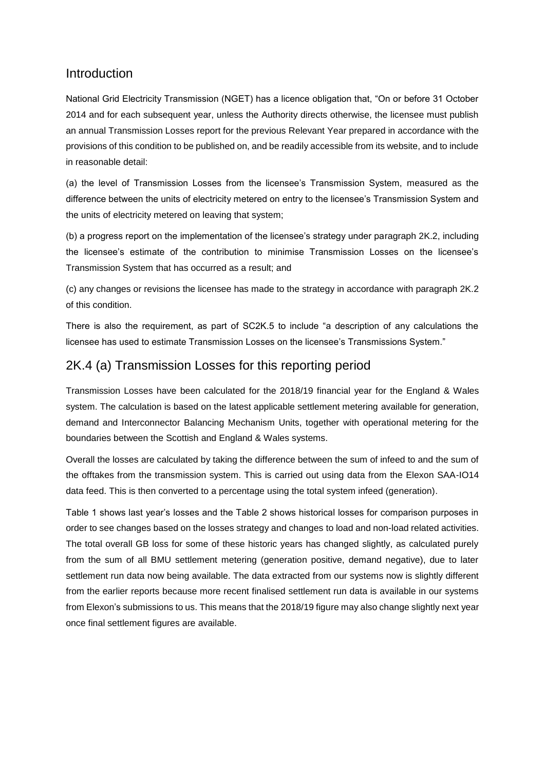## Introduction

National Grid Electricity Transmission (NGET) has a licence obligation that, "On or before 31 October 2014 and for each subsequent year, unless the Authority directs otherwise, the licensee must publish an annual Transmission Losses report for the previous Relevant Year prepared in accordance with the provisions of this condition to be published on, and be readily accessible from its website, and to include in reasonable detail:

(a) the level of Transmission Losses from the licensee's Transmission System, measured as the difference between the units of electricity metered on entry to the licensee's Transmission System and the units of electricity metered on leaving that system;

(b) a progress report on the implementation of the licensee's strategy under paragraph 2K.2, including the licensee's estimate of the contribution to minimise Transmission Losses on the licensee's Transmission System that has occurred as a result; and

(c) any changes or revisions the licensee has made to the strategy in accordance with paragraph 2K.2 of this condition.

There is also the requirement, as part of SC2K.5 to include "a description of any calculations the licensee has used to estimate Transmission Losses on the licensee's Transmissions System."

## 2K.4 (a) Transmission Losses for this reporting period

Transmission Losses have been calculated for the 2018/19 financial year for the England & Wales system. The calculation is based on the latest applicable settlement metering available for generation, demand and Interconnector Balancing Mechanism Units, together with operational metering for the boundaries between the Scottish and England & Wales systems.

Overall the losses are calculated by taking the difference between the sum of infeed to and the sum of the offtakes from the transmission system. This is carried out using data from the Elexon SAA-IO14 data feed. This is then converted to a percentage using the total system infeed (generation).

Table 1 shows last year's losses and the Table 2 shows historical losses for comparison purposes in order to see changes based on the losses strategy and changes to load and non-load related activities. The total overall GB loss for some of these historic years has changed slightly, as calculated purely from the sum of all BMU settlement metering (generation positive, demand negative), due to later settlement run data now being available. The data extracted from our systems now is slightly different from the earlier reports because more recent finalised settlement run data is available in our systems from Elexon's submissions to us. This means that the 2018/19 figure may also change slightly next year once final settlement figures are available.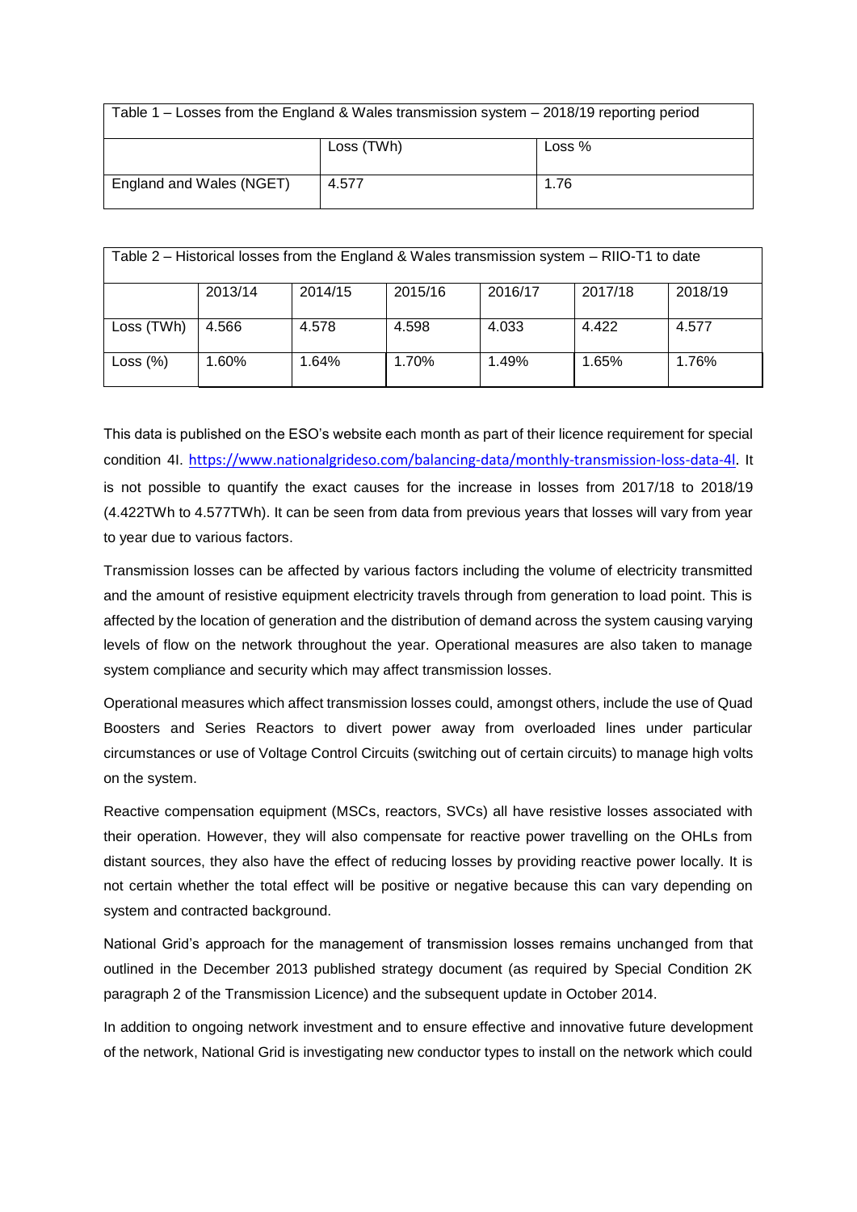| Table 1 – Losses from the England & Wales transmission system – 2018/19 reporting period | | |
|---|---|---|
| | Loss (TWh) | Loss % |
| England and Wales (NGET) | 4.577 | 1.76 |

| Table 2 – Historical losses from the England & Wales transmission system – RIIO-T1 to date | | | | | | |
|---|---|---|---|---|---|---|
| | 2013/14 | 2014/15 | 2015/16 | 2016/17 | 2017/18 | 2018/19 |
| Loss (TWh) | 4.566 | 4.578 | 4.598 | 4.033 | 4.422 | 4.577 |
| Loss (%) | 1.60% | 1.64% | 1.70% | 1.49% | 1.65% | 1.76% |

This data is published on the ESO's website each month as part of their licence requirement for special condition 4I. https://www.nationalgrideso.com/balancing-data/monthly-transmission-loss-data-4I. It is not possible to quantify the exact causes for the increase in losses from 2017/18 to 2018/19 (4.422TWh to 4.577TWh). It can be seen from data from previous years that losses will vary from year to year due to various factors.

Transmission losses can be affected by various factors including the volume of electricity transmitted and the amount of resistive equipment electricity travels through from generation to load point. This is affected by the location of generation and the distribution of demand across the system causing varying levels of flow on the network throughout the year. Operational measures are also taken to manage system compliance and security which may affect transmission losses.

Operational measures which affect transmission losses could, amongst others, include the use of Quad Boosters and Series Reactors to divert power away from overloaded lines under particular circumstances or use of Voltage Control Circuits (switching out of certain circuits) to manage high volts on the system.

Reactive compensation equipment (MSCs, reactors, SVCs) all have resistive losses associated with their operation. However, they will also compensate for reactive power travelling on the OHLs from distant sources, they also have the effect of reducing losses by providing reactive power locally. It is not certain whether the total effect will be positive or negative because this can vary depending on system and contracted background.

National Grid's approach for the management of transmission losses remains unchanged from that outlined in the December 2013 published strategy document (as required by Special Condition 2K paragraph 2 of the Transmission Licence) and the subsequent update in October 2014.

In addition to ongoing network investment and to ensure effective and innovative future development of the network, National Grid is investigating new conductor types to install on the network which could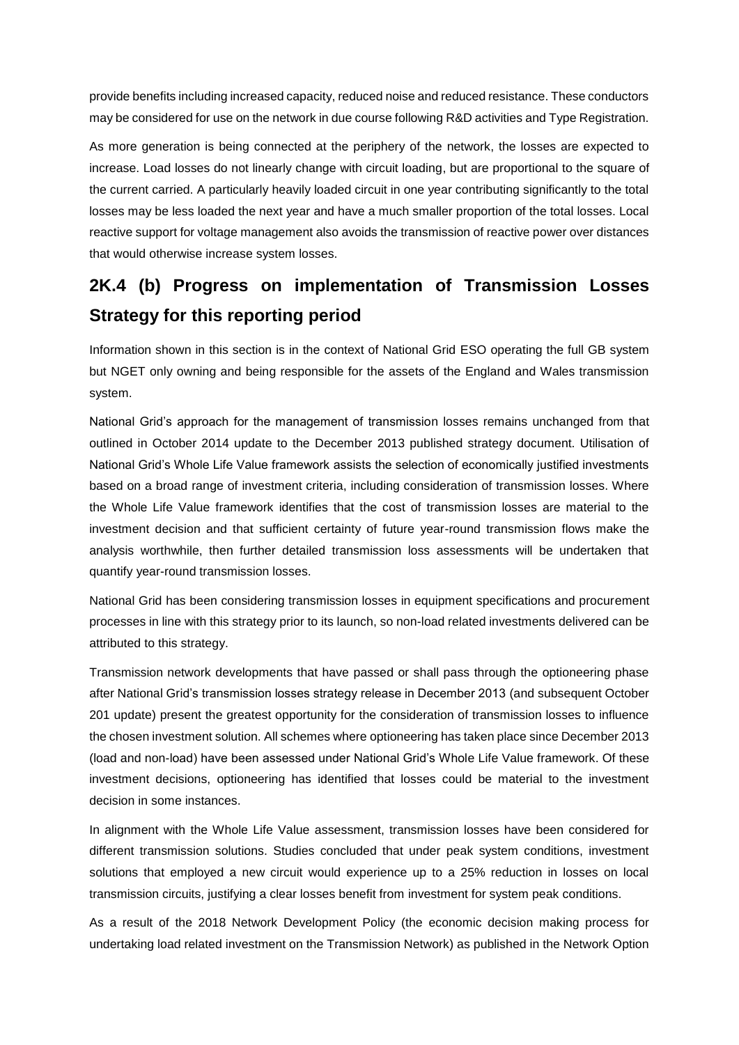provide benefits including increased capacity, reduced noise and reduced resistance. These conductors may be considered for use on the network in due course following R&D activities and Type Registration.

As more generation is being connected at the periphery of the network, the losses are expected to increase. Load losses do not linearly change with circuit loading, but are proportional to the square of the current carried. A particularly heavily loaded circuit in one year contributing significantly to the total losses may be less loaded the next year and have a much smaller proportion of the total losses. Local reactive support for voltage management also avoids the transmission of reactive power over distances that would otherwise increase system losses.

## 2K.4 (b) Progress on implementation of Transmission Losses Strategy for this reporting period

Information shown in this section is in the context of National Grid ESO operating the full GB system but NGET only owning and being responsible for the assets of the England and Wales transmission system.

National Grid's approach for the management of transmission losses remains unchanged from that outlined in October 2014 update to the December 2013 published strategy document. Utilisation of National Grid's Whole Life Value framework assists the selection of economically justified investments based on a broad range of investment criteria, including consideration of transmission losses. Where the Whole Life Value framework identifies that the cost of transmission losses are material to the investment decision and that sufficient certainty of future year-round transmission flows make the analysis worthwhile, then further detailed transmission loss assessments will be undertaken that quantify year-round transmission losses.

National Grid has been considering transmission losses in equipment specifications and procurement processes in line with this strategy prior to its launch, so non-load related investments delivered can be attributed to this strategy.

Transmission network developments that have passed or shall pass through the optioneering phase after National Grid's transmission losses strategy release in December 2013 (and subsequent October 201 update) present the greatest opportunity for the consideration of transmission losses to influence the chosen investment solution. All schemes where optioneering has taken place since December 2013 (load and non-load) have been assessed under National Grid's Whole Life Value framework. Of these investment decisions, optioneering has identified that losses could be material to the investment decision in some instances.

In alignment with the Whole Life Value assessment, transmission losses have been considered for different transmission solutions. Studies concluded that under peak system conditions, investment solutions that employed a new circuit would experience up to a 25% reduction in losses on local transmission circuits, justifying a clear losses benefit from investment for system peak conditions.

As a result of the 2018 Network Development Policy (the economic decision making process for undertaking load related investment on the Transmission Network) as published in the Network Option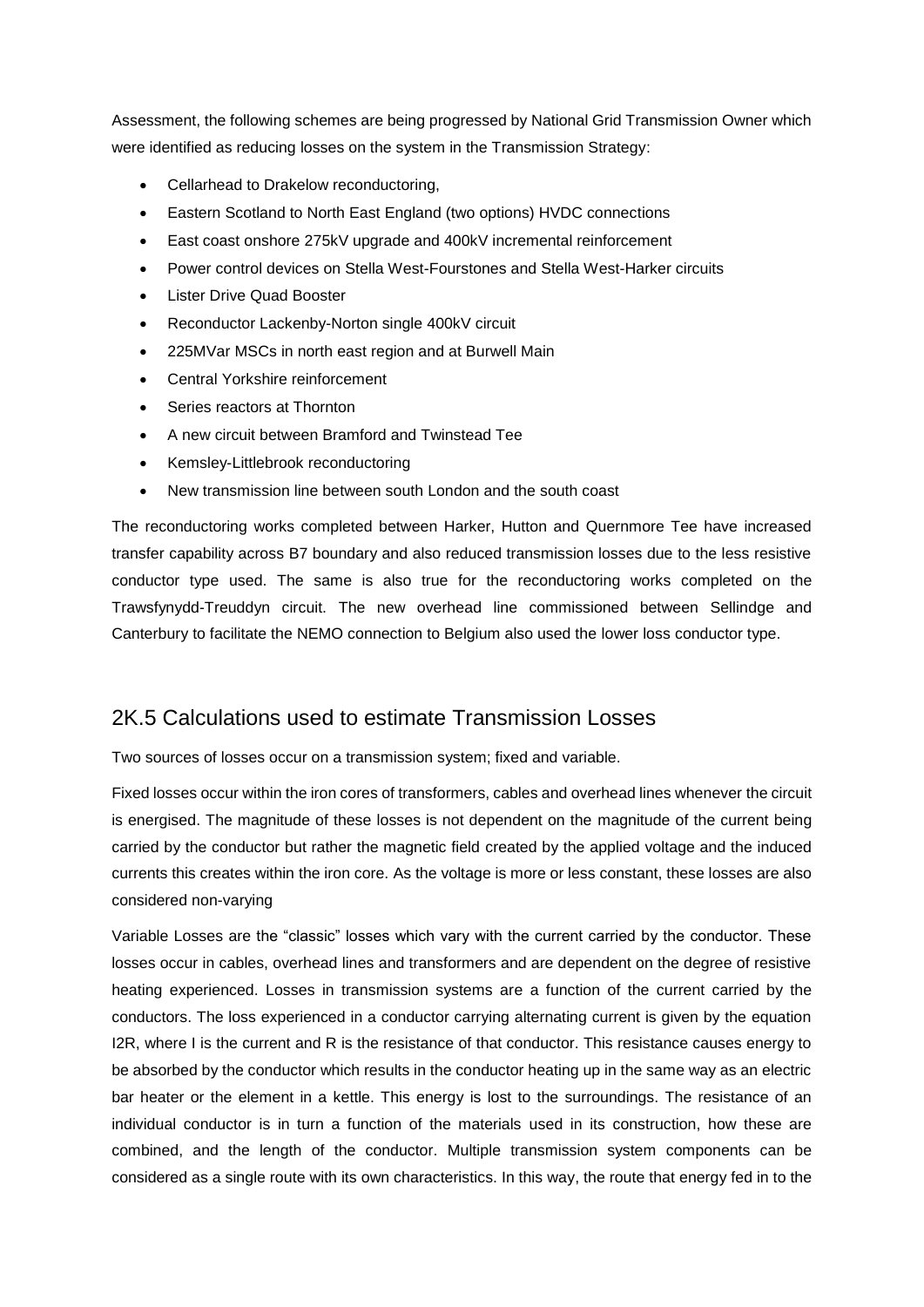Assessment, the following schemes are being progressed by National Grid Transmission Owner which were identified as reducing losses on the system in the Transmission Strategy:

- Cellarhead to Drakelow reconductoring,
- Eastern Scotland to North East England (two options) HVDC connections
- East coast onshore 275kV upgrade and 400kV incremental reinforcement
- Power control devices on Stella West-Fourstones and Stella West-Harker circuits
- Lister Drive Quad Booster
- Reconductor Lackenby-Norton single 400kV circuit
- 225MVar MSCs in north east region and at Burwell Main
- Central Yorkshire reinforcement
- Series reactors at Thornton
- A new circuit between Bramford and Twinstead Tee
- Kemsley-Littlebrook reconductoring
- New transmission line between south London and the south coast

The reconductoring works completed between Harker, Hutton and Quernmore Tee have increased transfer capability across B7 boundary and also reduced transmission losses due to the less resistive conductor type used. The same is also true for the reconductoring works completed on the Trawsfynydd-Treuddyn circuit. The new overhead line commissioned between Sellindge and Canterbury to facilitate the NEMO connection to Belgium also used the lower loss conductor type.

## 2K.5 Calculations used to estimate Transmission Losses

Two sources of losses occur on a transmission system; fixed and variable.

Fixed losses occur within the iron cores of transformers, cables and overhead lines whenever the circuit is energised. The magnitude of these losses is not dependent on the magnitude of the current being carried by the conductor but rather the magnetic field created by the applied voltage and the induced currents this creates within the iron core. As the voltage is more or less constant, these losses are also considered non-varying

Variable Losses are the "classic" losses which vary with the current carried by the conductor. These losses occur in cables, overhead lines and transformers and are dependent on the degree of resistive heating experienced. Losses in transmission systems are a function of the current carried by the conductors. The loss experienced in a conductor carrying alternating current is given by the equation I2R, where I is the current and R is the resistance of that conductor. This resistance causes energy to be absorbed by the conductor which results in the conductor heating up in the same way as an electric bar heater or the element in a kettle. This energy is lost to the surroundings. The resistance of an individual conductor is in turn a function of the materials used in its construction, how these are combined, and the length of the conductor. Multiple transmission system components can be considered as a single route with its own characteristics. In this way, the route that energy fed in to the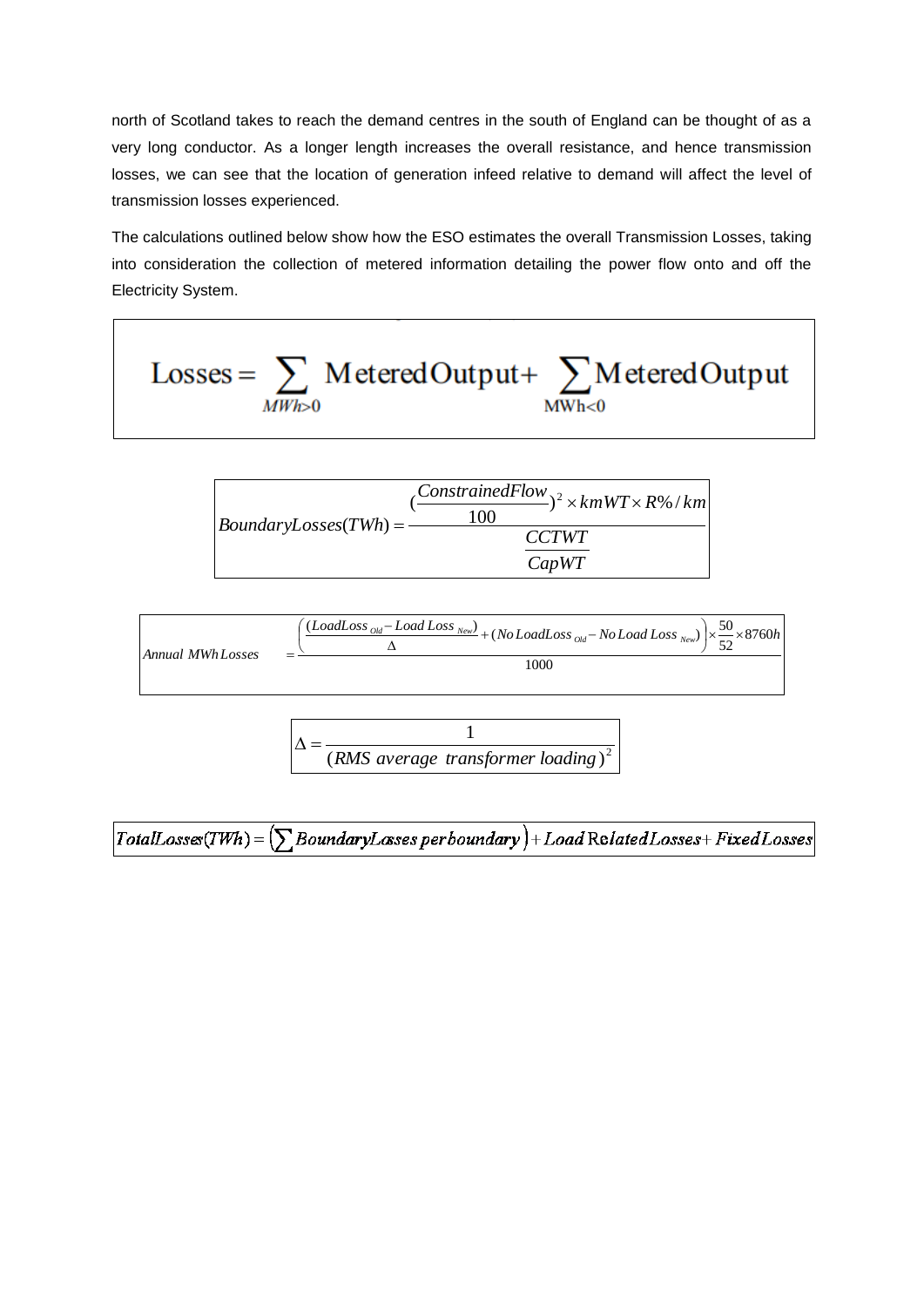north of Scotland takes to reach the demand centres in the south of England can be thought of as a very long conductor. As a longer length increases the overall resistance, and hence transmission losses, we can see that the location of generation infeed relative to demand will affect the level of transmission losses experienced.

The calculations outlined below show how the ESO estimates the overall Transmission Losses, taking into consideration the collection of metered information detailing the power flow onto and off the Electricity System.

$$\text{Losses} = \sum_{MWh>0} \text{MeteredOutput} + \sum_{\text{MWh}<0} \text{MeteredOutput}$$

$$BoundaryLosses(TWh) = \frac{\left(\frac{ConstrainedFlow}{100}\right)^2 \times kmWT \times R\%/km}{\frac{CCTWT}{CapWT}}$$

$$Annual\ MWh\,Losses = \frac{\left(\frac{(LoadLoss_{Old} - Load\ Loss_{New})}{\Delta} + (No\,LoadLoss_{Old} - No\,Load\ Loss_{New})\right) \times \frac{50}{52} \times 8760h}{1000}$$

$$\Delta = \frac{1}{(RMS\ average\ transformer\ loading)^2}$$

$$TotalLosses(TWh) = \left(\sum BoundaryLosses\ per\,boundary\right) + Load\,Related\,Losses + Fixed\,Losses$$